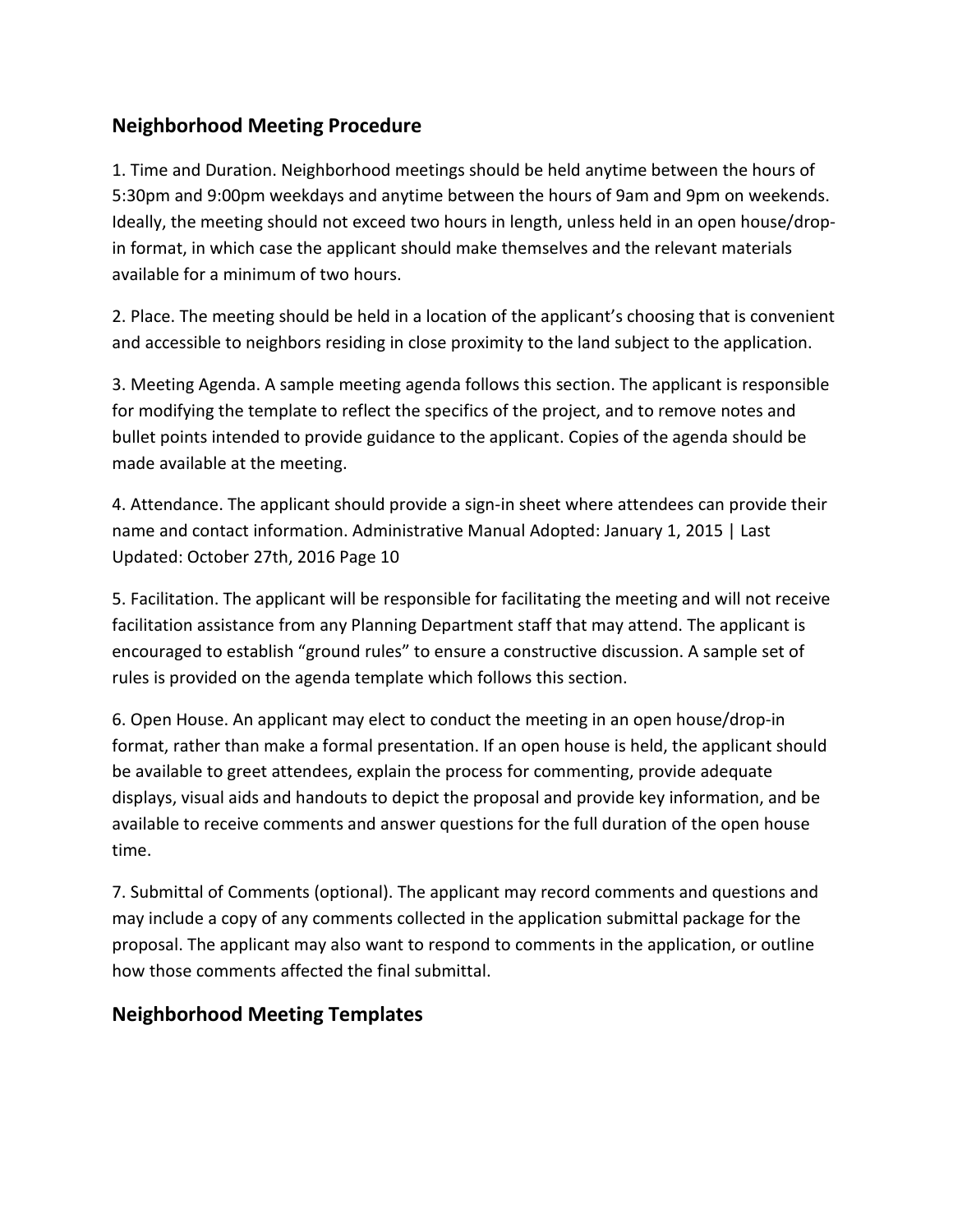## Neighborhood Meeting Procedure

1. Time and Duration. Neighborhood meetings should be held anytime between the hours of 5:30pm and 9:00pm weekdays and anytime between the hours of 9am and 9pm on weekends. Ideally, the meeting should not exceed two hours in length, unless held in an open house/drop-in format, in which case the applicant should make themselves and the relevant materials available for a minimum of two hours.

2. Place. The meeting should be held in a location of the applicant's choosing that is convenient and accessible to neighbors residing in close proximity to the land subject to the application.

3. Meeting Agenda. A sample meeting agenda follows this section. The applicant is responsible for modifying the template to reflect the specifics of the project, and to remove notes and bullet points intended to provide guidance to the applicant. Copies of the agenda should be made available at the meeting.

4. Attendance. The applicant should provide a sign-in sheet where attendees can provide their name and contact information. Administrative Manual Adopted: January 1, 2015 | Last Updated: October 27th, 2016 Page 10

5. Facilitation. The applicant will be responsible for facilitating the meeting and will not receive facilitation assistance from any Planning Department staff that may attend. The applicant is encouraged to establish "ground rules" to ensure a constructive discussion. A sample set of rules is provided on the agenda template which follows this section.

6. Open House. An applicant may elect to conduct the meeting in an open house/drop-in format, rather than make a formal presentation. If an open house is held, the applicant should be available to greet attendees, explain the process for commenting, provide adequate displays, visual aids and handouts to depict the proposal and provide key information, and be available to receive comments and answer questions for the full duration of the open house time.

7. Submittal of Comments (optional). The applicant may record comments and questions and may include a copy of any comments collected in the application submittal package for the proposal. The applicant may also want to respond to comments in the application, or outline how those comments affected the final submittal.

## Neighborhood Meeting Templates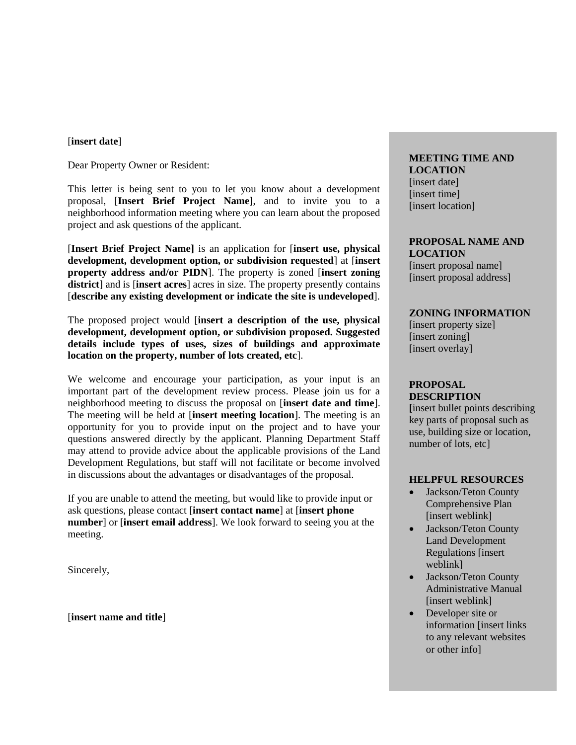[**insert date**]

Dear Property Owner or Resident:

This letter is being sent to you to let you know about a development proposal, [**Insert Brief Project Name]**, and to invite you to a neighborhood information meeting where you can learn about the proposed project and ask questions of the applicant.

[**Insert Brief Project Name]** is an application for [**insert use, physical development, development option, or subdivision requested**] at [**insert property address and/or PIDN**]. The property is zoned [**insert zoning district**] and is [**insert acres**] acres in size. The property presently contains [**describe any existing development or indicate the site is undeveloped**].

The proposed project would [**insert a description of the use, physical development, development option, or subdivision proposed. Suggested details include types of uses, sizes of buildings and approximate location on the property, number of lots created, etc**].

We welcome and encourage your participation, as your input is an important part of the development review process. Please join us for a neighborhood meeting to discuss the proposal on [**insert date and time**]. The meeting will be held at [**insert meeting location**]. The meeting is an opportunity for you to provide input on the project and to have your questions answered directly by the applicant. Planning Department Staff may attend to provide advice about the applicable provisions of the Land Development Regulations, but staff will not facilitate or become involved in discussions about the advantages or disadvantages of the proposal.

If you are unable to attend the meeting, but would like to provide input or ask questions, please contact [**insert contact name**] at [**insert phone number**] or [**insert email address**]. We look forward to seeing you at the meeting.

Sincerely,

[**insert name and title**]

**MEETING TIME AND LOCATION**
[insert date]
[insert time]
[insert location]

**PROPOSAL NAME AND LOCATION**
[insert proposal name]
[insert proposal address]

**ZONING INFORMATION**
[insert property size]
[insert zoning]
[insert overlay]

**PROPOSAL DESCRIPTION**
**[**insert bullet points describing key parts of proposal such as use, building size or location, number of lots, etc]

**HELPFUL RESOURCES**

- Jackson/Teton County Comprehensive Plan [insert weblink]
- Jackson/Teton County Land Development Regulations [insert weblink]
- Jackson/Teton County Administrative Manual [insert weblink]
- Developer site or information [insert links to any relevant websites or other info]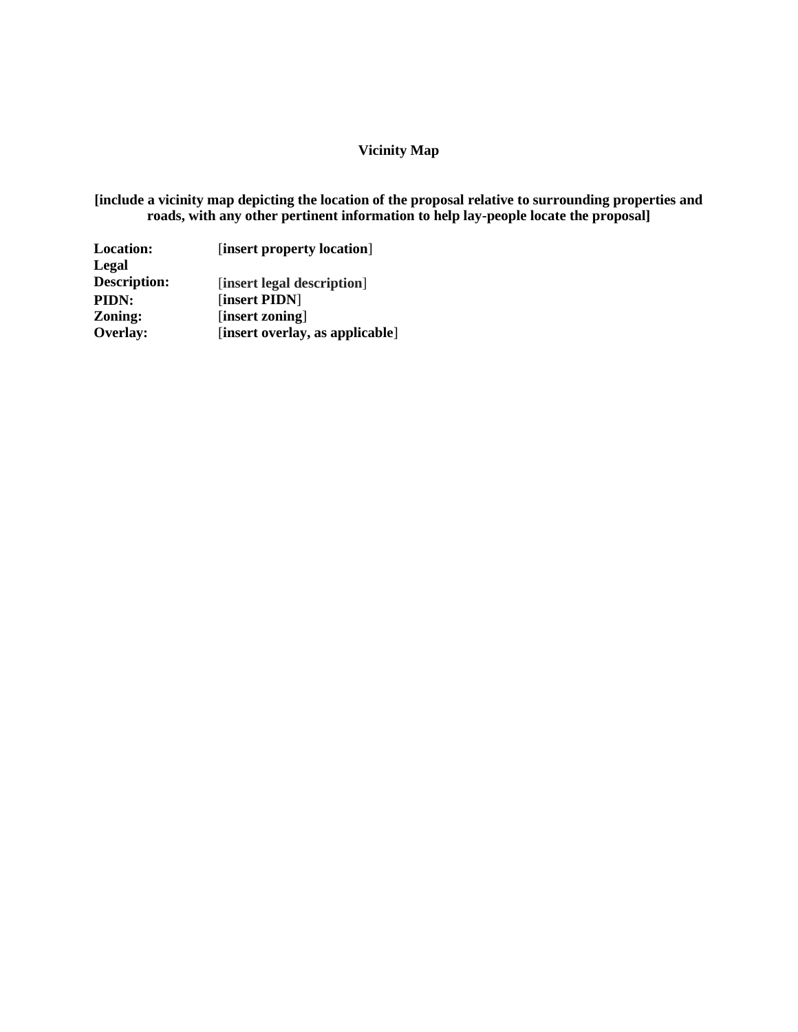**Vicinity Map**

**[include a vicinity map depicting the location of the proposal relative to surrounding properties and roads, with any other pertinent information to help lay-people locate the proposal]**

| | |
|---|---|
| **Location:** | [**insert property location**] |
| **Legal Description:** | [**insert legal description**] |
| **PIDN:** | [**insert PIDN**] |
| **Zoning:** | [**insert zoning**] |
| **Overlay:** | [**insert overlay, as applicable**] |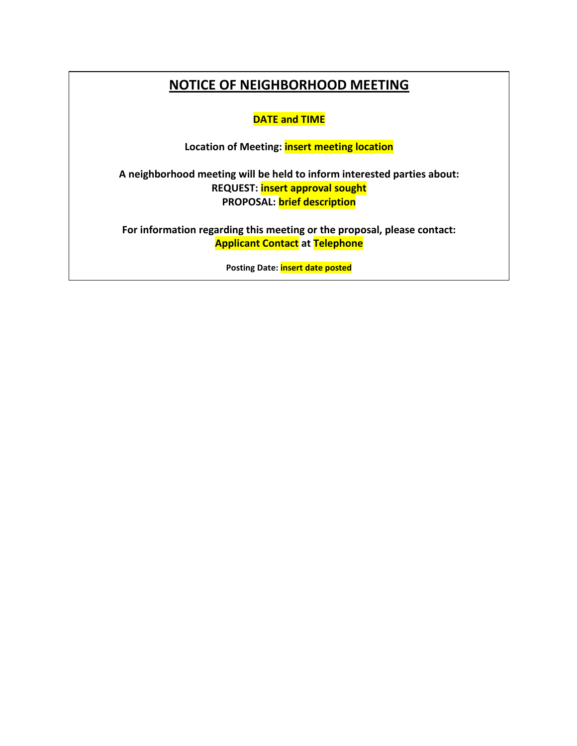# NOTICE OF NEIGHBORHOOD MEETING

**DATE and TIME**

**Location of Meeting: insert meeting location**

**A neighborhood meeting will be held to inform interested parties about:**
**REQUEST: insert approval sought**
**PROPOSAL: brief description**

**For information regarding this meeting or the proposal, please contact:**
**Applicant Contact at Telephone**

**Posting Date: insert date posted**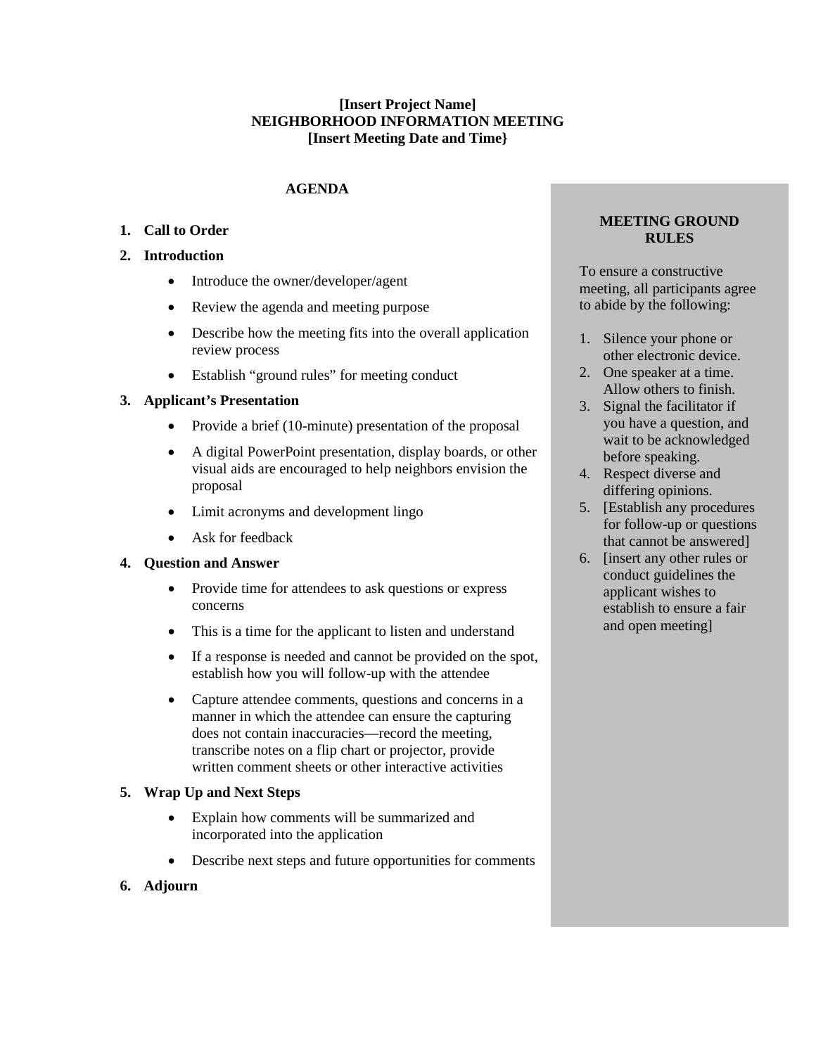**[Insert Project Name]**
**NEIGHBORHOOD INFORMATION MEETING**
**[Insert Meeting Date and Time}**

## AGENDA

1. **Call to Order**
2. **Introduction**
    - Introduce the owner/developer/agent
    - Review the agenda and meeting purpose
    - Describe how the meeting fits into the overall application review process
    - Establish "ground rules" for meeting conduct
3. **Applicant's Presentation**
    - Provide a brief (10-minute) presentation of the proposal
    - A digital PowerPoint presentation, display boards, or other visual aids are encouraged to help neighbors envision the proposal
    - Limit acronyms and development lingo
    - Ask for feedback
4. **Question and Answer**
    - Provide time for attendees to ask questions or express concerns
    - This is a time for the applicant to listen and understand
    - If a response is needed and cannot be provided on the spot, establish how you will follow-up with the attendee
    - Capture attendee comments, questions and concerns in a manner in which the attendee can ensure the capturing does not contain inaccuracies—record the meeting, transcribe notes on a flip chart or projector, provide written comment sheets or other interactive activities
5. **Wrap Up and Next Steps**
    - Explain how comments will be summarized and incorporated into the application
    - Describe next steps and future opportunities for comments
6. **Adjourn**

### MEETING GROUND RULES

To ensure a constructive meeting, all participants agree to abide by the following:

1. Silence your phone or other electronic device.
2. One speaker at a time. Allow others to finish.
3. Signal the facilitator if you have a question, and wait to be acknowledged before speaking.
4. Respect diverse and differing opinions.
5. [Establish any procedures for follow-up or questions that cannot be answered]
6. [insert any other rules or conduct guidelines the applicant wishes to establish to ensure a fair and open meeting]